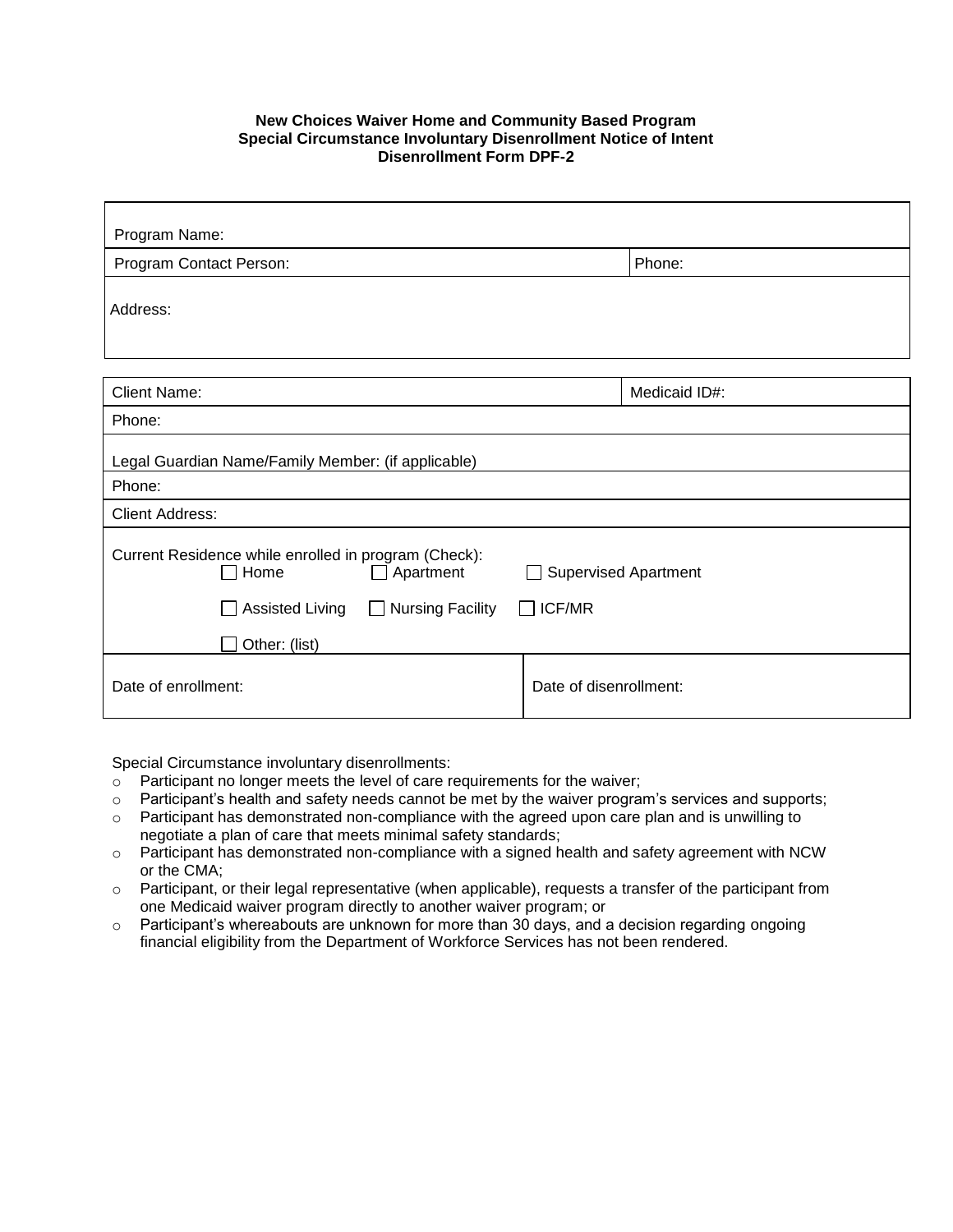**New Choices Waiver Home and Community Based Program**
**Special Circumstance Involuntary Disenrollment Notice of Intent**
**Disenrollment Form DPF-2**

| Program Name: | |
|---|---|
| Program Contact Person: | Phone: |
| Address: | |

| Client Name: | Medicaid ID#: |
|---|---|
| Phone: | |
| Legal Guardian Name/Family Member: (if applicable) | |
| Phone: | |
| Client Address: | |
| Current Residence while enrolled in program (Check): ☐ Home ☐ Apartment ☐ Supervised Apartment ☐ Assisted Living ☐ Nursing Facility ☐ ICF/MR ☐ Other: (list) | |
| Date of enrollment: | Date of disenrollment: |

Special Circumstance involuntary disenrollments:

- Participant no longer meets the level of care requirements for the waiver;
- Participant's health and safety needs cannot be met by the waiver program's services and supports;
- Participant has demonstrated non-compliance with the agreed upon care plan and is unwilling to negotiate a plan of care that meets minimal safety standards;
- Participant has demonstrated non-compliance with a signed health and safety agreement with NCW or the CMA;
- Participant, or their legal representative (when applicable), requests a transfer of the participant from one Medicaid waiver program directly to another waiver program; or
- Participant's whereabouts are unknown for more than 30 days, and a decision regarding ongoing financial eligibility from the Department of Workforce Services has not been rendered.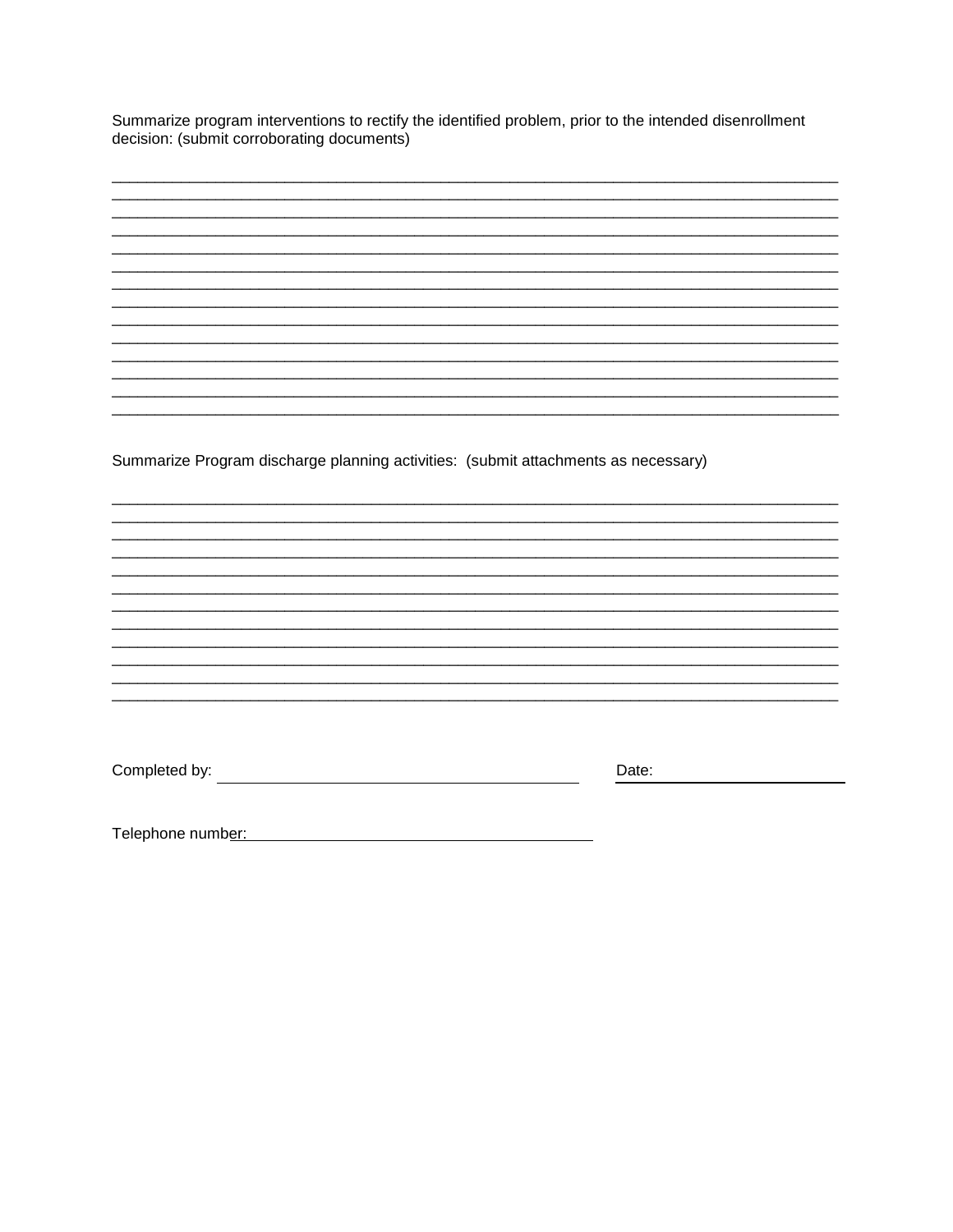Summarize program interventions to rectify the identified problem, prior to the intended disenrollment decision: (submit corroborating documents)

______________________________________________________________________________
______________________________________________________________________________
______________________________________________________________________________
______________________________________________________________________________
______________________________________________________________________________
______________________________________________________________________________
______________________________________________________________________________
______________________________________________________________________________
______________________________________________________________________________
______________________________________________________________________________
______________________________________________________________________________
______________________________________________________________________________
______________________________________________________________________________
______________________________________________________________________________

Summarize Program discharge planning activities: (submit attachments as necessary)

______________________________________________________________________________
______________________________________________________________________________
______________________________________________________________________________
______________________________________________________________________________
______________________________________________________________________________
______________________________________________________________________________
______________________________________________________________________________
______________________________________________________________________________
______________________________________________________________________________
______________________________________________________________________________
______________________________________________________________________________
______________________________________________________________________________

Completed by: ________________________________________ Date: ____________________

Telephone number: ________________________________________